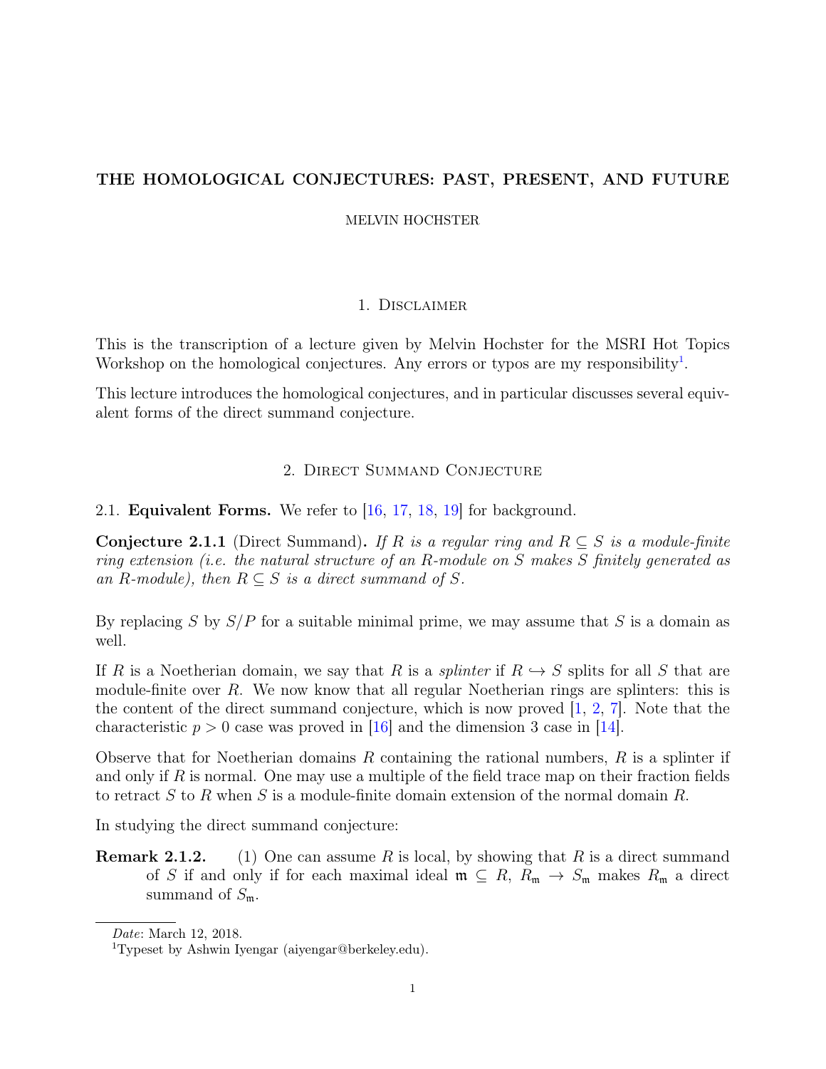# THE HOMOLOGICAL CONJECTURES: PAST, PRESENT, AND FUTURE

MELVIN HOCHSTER

## 1. Disclaimer

This is the transcription of a lecture given by Melvin Hochster for the MSRI Hot Topics Workshop on the homological conjectures. Any errors or typos are my responsibility[1].

This lecture introduces the homological conjectures, and in particular discusses several equivalent forms of the direct summand conjecture.

## 2. Direct Summand Conjecture

### 2.1. Equivalent Forms.

We refer to [16, 17, 18, 19] for background.

**Conjecture 2.1.1** (Direct Summand)**.** *If $R$ is a regular ring and $R \subseteq S$ is a module-finite ring extension (i.e. the natural structure of an $R$-module on $S$ makes $S$ finitely generated as an $R$-module), then $R \subseteq S$ is a direct summand of $S$.*

By replacing $S$ by $S/P$ for a suitable minimal prime, we may assume that $S$ is a domain as well.

If $R$ is a Noetherian domain, we say that $R$ is a *splinter* if $R \hookrightarrow S$ splits for all $S$ that are module-finite over $R$. We now know that all regular Noetherian rings are splinters: this is the content of the direct summand conjecture, which is now proved [1, 2, 7]. Note that the characteristic $p > 0$ case was proved in [16] and the dimension 3 case in [14].

Observe that for Noetherian domains $R$ containing the rational numbers, $R$ is a splinter if and only if $R$ is normal. One may use a multiple of the field trace map on their fraction fields to retract $S$ to $R$ when $S$ is a module-finite domain extension of the normal domain $R$.

In studying the direct summand conjecture:

**Remark 2.1.2.** (1) One can assume $R$ is local, by showing that $R$ is a direct summand of $S$ if and only if for each maximal ideal $\mathfrak{m} \subseteq R$, $R_\mathfrak{m} \to S_\mathfrak{m}$ makes $R_\mathfrak{m}$ a direct summand of $S_\mathfrak{m}$.

---

*Date*: March 12, 2018.

[1] Typeset by Ashwin Iyengar (aiyengar@berkeley.edu).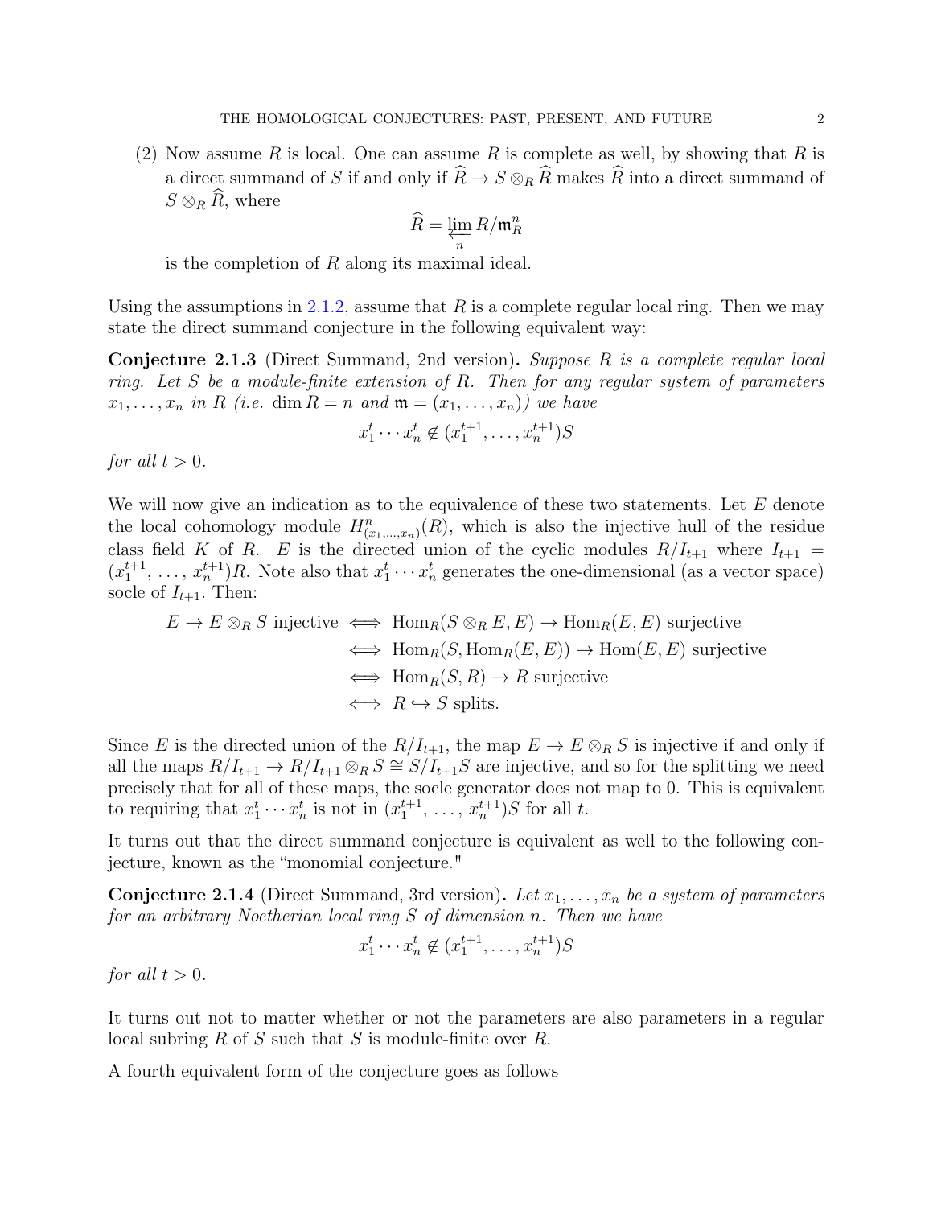(2) Now assume $R$ is local. One can assume $R$ is complete as well, by showing that $R$ is a direct summand of $S$ if and only if $\widehat{R} \to S \otimes_R \widehat{R}$ makes $\widehat{R}$ into a direct summand of $S \otimes_R \widehat{R}$, where

$$\widehat{R} = \varprojlim_n R/\mathfrak{m}_R^n$$

is the completion of $R$ along its maximal ideal.

Using the assumptions in 2.1.2, assume that $R$ is a complete regular local ring. Then we may state the direct summand conjecture in the following equivalent way:

**Conjecture 2.1.3** (Direct Summand, 2nd version)**.** *Suppose $R$ is a complete regular local ring. Let $S$ be a module-finite extension of $R$. Then for any regular system of parameters $x_1, \ldots, x_n$ in $R$ (i.e. $\dim R = n$ and $\mathfrak{m} = (x_1, \ldots, x_n)$) we have*

$$x_1^t \cdots x_n^t \notin (x_1^{t+1}, \ldots, x_n^{t+1})S$$

*for all $t > 0$.*

We will now give an indication as to the equivalence of these two statements. Let $E$ denote the local cohomology module $H^n_{(x_1,\ldots,x_n)}(R)$, which is also the injective hull of the residue class field $K$ of $R$. $E$ is the directed union of the cyclic modules $R/I_{t+1}$ where $I_{t+1} = (x_1^{t+1}, \ldots, x_n^{t+1})R$. Note also that $x_1^t \cdots x_n^t$ generates the one-dimensional (as a vector space) socle of $I_{t+1}$. Then:

$$\begin{aligned}
E \to E \otimes_R S \text{ injective} &\iff \operatorname{Hom}_R(S \otimes_R E, E) \to \operatorname{Hom}_R(E, E) \text{ surjective} \\
&\iff \operatorname{Hom}_R(S, \operatorname{Hom}_R(E, E)) \to \operatorname{Hom}(E, E) \text{ surjective} \\
&\iff \operatorname{Hom}_R(S, R) \to R \text{ surjective} \\
&\iff R \hookrightarrow S \text{ splits.}
\end{aligned}$$

Since $E$ is the directed union of the $R/I_{t+1}$, the map $E \to E \otimes_R S$ is injective if and only if all the maps $R/I_{t+1} \to R/I_{t+1} \otimes_R S \cong S/I_{t+1}S$ are injective, and so for the splitting we need precisely that for all of these maps, the socle generator does not map to 0. This is equivalent to requiring that $x_1^t \cdots x_n^t$ is not in $(x_1^{t+1}, \ldots, x_n^{t+1})S$ for all $t$.

It turns out that the direct summand conjecture is equivalent as well to the following conjecture, known as the "monomial conjecture."

**Conjecture 2.1.4** (Direct Summand, 3rd version)**.** *Let $x_1, \ldots, x_n$ be a system of parameters for an arbitrary Noetherian local ring $S$ of dimension $n$. Then we have*

$$x_1^t \cdots x_n^t \notin (x_1^{t+1}, \ldots, x_n^{t+1})S$$

*for all $t > 0$.*

It turns out not to matter whether or not the parameters are also parameters in a regular local subring $R$ of $S$ such that $S$ is module-finite over $R$.

A fourth equivalent form of the conjecture goes as follows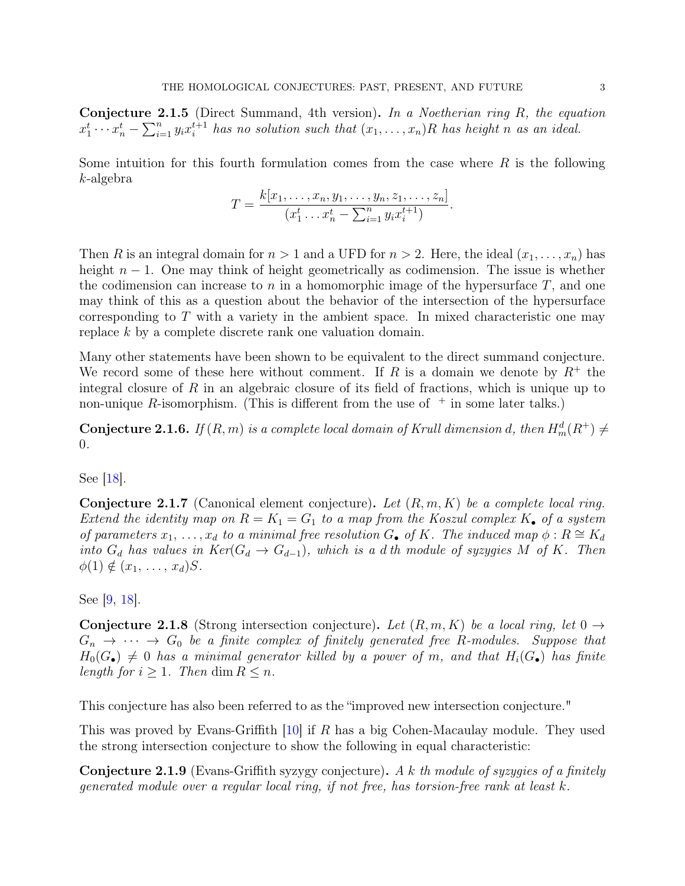**Conjecture 2.1.5** (Direct Summand, 4th version)**.** *In a Noetherian ring $R$, the equation $x_1^t \cdots x_n^t - \sum_{i=1}^n y_i x_i^{t+1}$ has no solution such that $(x_1, \ldots, x_n)R$ has height $n$ as an ideal.*

Some intuition for this fourth formulation comes from the case where $R$ is the following $k$-algebra

$$T = \frac{k[x_1, \ldots, x_n, y_1, \ldots, y_n, z_1, \ldots, z_n]}{(x_1^t \ldots x_n^t - \sum_{i=1}^n y_i x_i^{t+1})}.$$

Then $R$ is an integral domain for $n > 1$ and a UFD for $n > 2$. Here, the ideal $(x_1, \ldots, x_n)$ has height $n - 1$. One may think of height geometrically as codimension. The issue is whether the codimension can increase to $n$ in a homomorphic image of the hypersurface $T$, and one may think of this as a question about the behavior of the intersection of the hypersurface corresponding to $T$ with a variety in the ambient space. In mixed characteristic one may replace $k$ by a complete discrete rank one valuation domain.

Many other statements have been shown to be equivalent to the direct summand conjecture. We record some of these here without comment. If $R$ is a domain we denote by $R^+$ the integral closure of $R$ in an algebraic closure of its field of fractions, which is unique up to non-unique $R$-isomorphism. (This is different from the use of $^+$ in some later talks.)

**Conjecture 2.1.6.** *If $(R, m)$ is a complete local domain of Krull dimension $d$, then $H_m^d(R^+) \neq 0$.*

See [18].

**Conjecture 2.1.7** (Canonical element conjecture)**.** *Let $(R, m, K)$ be a complete local ring. Extend the identity map on $R = K_1 = G_1$ to a map from the Koszul complex $K_\bullet$ of a system of parameters $x_1, \ldots, x_d$ to a minimal free resolution $G_\bullet$ of $K$. The induced map $\phi : R \cong K_d$ into $G_d$ has values in $Ker(G_d \to G_{d-1})$, which is a $d$ th module of syzygies $M$ of $K$. Then $\phi(1) \notin (x_1, \ldots, x_d)S$.*

See [9, 18].

**Conjecture 2.1.8** (Strong intersection conjecture)**.** *Let $(R, m, K)$ be a local ring, let $0 \to G_n \to \cdots \to G_0$ be a finite complex of finitely generated free $R$-modules. Suppose that $H_0(G_\bullet) \neq 0$ has a minimal generator killed by a power of $m$, and that $H_i(G_\bullet)$ has finite length for $i \geq 1$. Then $\dim R \leq n$.*

This conjecture has also been referred to as the "improved new intersection conjecture."

This was proved by Evans-Griffith [10] if $R$ has a big Cohen-Macaulay module. They used the strong intersection conjecture to show the following in equal characteristic:

**Conjecture 2.1.9** (Evans-Griffith syzygy conjecture)**.** *A $k$ th module of syzygies of a finitely generated module over a regular local ring, if not free, has torsion-free rank at least $k$.*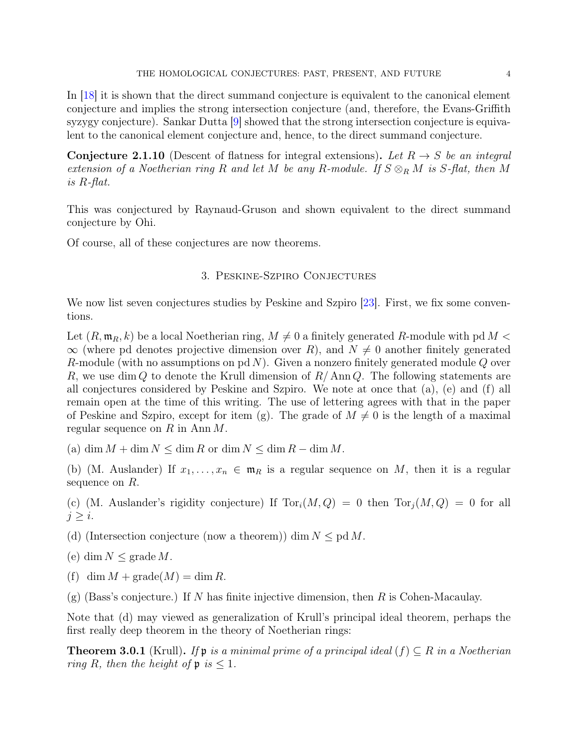In [18] it is shown that the direct summand conjecture is equivalent to the canonical element conjecture and implies the strong intersection conjecture (and, therefore, the Evans-Griffith syzygy conjecture). Sankar Dutta [9] showed that the strong intersection conjecture is equivalent to the canonical element conjecture and, hence, to the direct summand conjecture.

**Conjecture 2.1.10** (Descent of flatness for integral extensions)**.** *Let $R \to S$ be an integral extension of a Noetherian ring $R$ and let $M$ be any $R$-module. If $S \otimes_R M$ is $S$-flat, then $M$ is $R$-flat.*

This was conjectured by Raynaud-Gruson and shown equivalent to the direct summand conjecture by Ohi.

Of course, all of these conjectures are now theorems.

## 3. Peskine-Szpiro Conjectures

We now list seven conjectures studies by Peskine and Szpiro [23]. First, we fix some conventions.

Let $(R, \mathfrak{m}_R, k)$ be a local Noetherian ring, $M \neq 0$ a finitely generated $R$-module with $\operatorname{pd} M < \infty$ (where pd denotes projective dimension over $R$), and $N \neq 0$ another finitely generated $R$-module (with no assumptions on $\operatorname{pd} N$). Given a nonzero finitely generated module $Q$ over $R$, we use $\dim Q$ to denote the Krull dimension of $R/\operatorname{Ann} Q$. The following statements are all conjectures considered by Peskine and Szpiro. We note at once that (a), (e) and (f) all remain open at the time of this writing. The use of lettering agrees with that in the paper of Peskine and Szpiro, except for item (g). The grade of $M \neq 0$ is the length of a maximal regular sequence on $R$ in $\operatorname{Ann} M$.

(a) $\dim M + \dim N \leq \dim R$ or $\dim N \leq \dim R - \dim M$.

(b) (M. Auslander) If $x_1, \ldots, x_n \in \mathfrak{m}_R$ is a regular sequence on $M$, then it is a regular sequence on $R$.

(c) (M. Auslander's rigidity conjecture) If $\operatorname{Tor}_i(M, Q) = 0$ then $\operatorname{Tor}_j(M, Q) = 0$ for all $j \geq i$.

(d) (Intersection conjecture (now a theorem)) $\dim N \leq \operatorname{pd} M$.

(e) $\dim N \leq \operatorname{grade} M$.

(f) $\dim M + \operatorname{grade}(M) = \dim R$.

(g) (Bass's conjecture.) If $N$ has finite injective dimension, then $R$ is Cohen-Macaulay.

Note that (d) may viewed as generalization of Krull's principal ideal theorem, perhaps the first really deep theorem in the theory of Noetherian rings:

**Theorem 3.0.1** (Krull)**.** *If $\mathfrak{p}$ is a minimal prime of a principal ideal $(f) \subseteq R$ in a Noetherian ring $R$, then the height of $\mathfrak{p}$ is $\leq 1$.*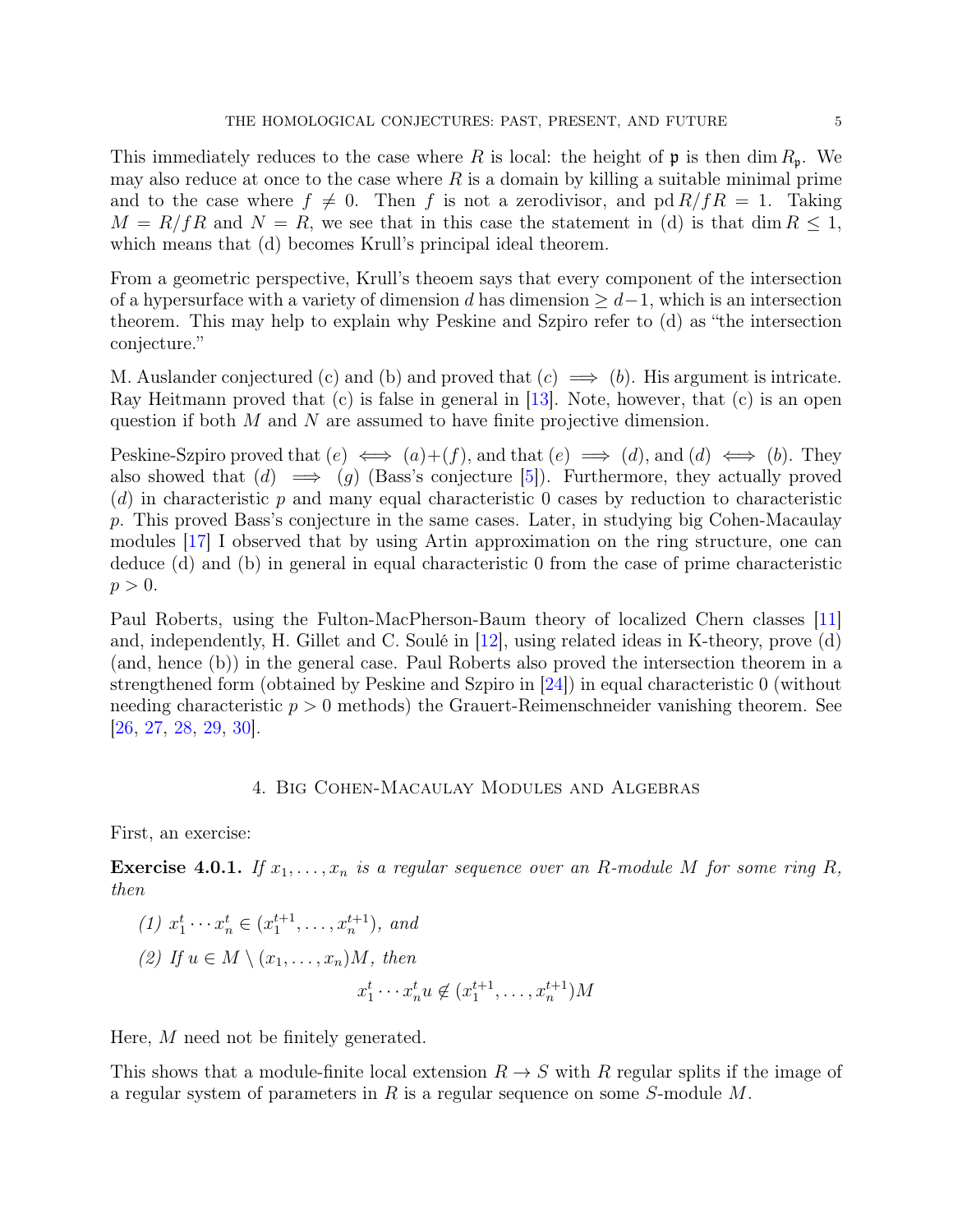This immediately reduces to the case where $R$ is local: the height of $\mathfrak{p}$ is then $\dim R_{\mathfrak{p}}$. We may also reduce at once to the case where $R$ is a domain by killing a suitable minimal prime and to the case where $f \neq 0$. Then $f$ is not a zerodivisor, and $\operatorname{pd} R/fR = 1$. Taking $M = R/fR$ and $N = R$, we see that in this case the statement in (d) is that $\dim R \leq 1$, which means that (d) becomes Krull's principal ideal theorem.

From a geometric perspective, Krull's theoem says that every component of the intersection of a hypersurface with a variety of dimension $d$ has dimension $\geq d-1$, which is an intersection theorem. This may help to explain why Peskine and Szpiro refer to (d) as "the intersection conjecture."

M. Auslander conjectured (c) and (b) and proved that $(c) \implies (b)$. His argument is intricate. Ray Heitmann proved that (c) is false in general in [13]. Note, however, that (c) is an open question if both $M$ and $N$ are assumed to have finite projective dimension.

Peskine-Szpiro proved that $(e) \iff (a)+(f)$, and that $(e) \implies (d)$, and $(d) \iff (b)$. They also showed that $(d) \implies (g)$ (Bass's conjecture [5]). Furthermore, they actually proved $(d)$ in characteristic $p$ and many equal characteristic 0 cases by reduction to characteristic $p$. This proved Bass's conjecture in the same cases. Later, in studying big Cohen-Macaulay modules [17] I observed that by using Artin approximation on the ring structure, one can deduce (d) and (b) in general in equal characteristic 0 from the case of prime characteristic $p > 0$.

Paul Roberts, using the Fulton-MacPherson-Baum theory of localized Chern classes [11] and, independently, H. Gillet and C. Soulé in [12], using related ideas in K-theory, prove (d) (and, hence (b)) in the general case. Paul Roberts also proved the intersection theorem in a strengthened form (obtained by Peskine and Szpiro in [24]) in equal characteristic 0 (without needing characteristic $p > 0$ methods) the Grauert-Reimenschneider vanishing theorem. See [26, 27, 28, 29, 30].

## 4. Big Cohen-Macaulay Modules and Algebras

First, an exercise:

**Exercise 4.0.1.** *If $x_1, \ldots, x_n$ is a regular sequence over an $R$-module $M$ for some ring $R$, then*

*(1) $x_1^t \cdots x_n^t \in (x_1^{t+1}, \ldots, x_n^{t+1})$, and*

*(2) If $u \in M \setminus (x_1, \ldots, x_n)M$, then*

$$x_1^t \cdots x_n^t u \notin (x_1^{t+1}, \ldots, x_n^{t+1})M$$

Here, $M$ need not be finitely generated.

This shows that a module-finite local extension $R \to S$ with $R$ regular splits if the image of a regular system of parameters in $R$ is a regular sequence on some $S$-module $M$.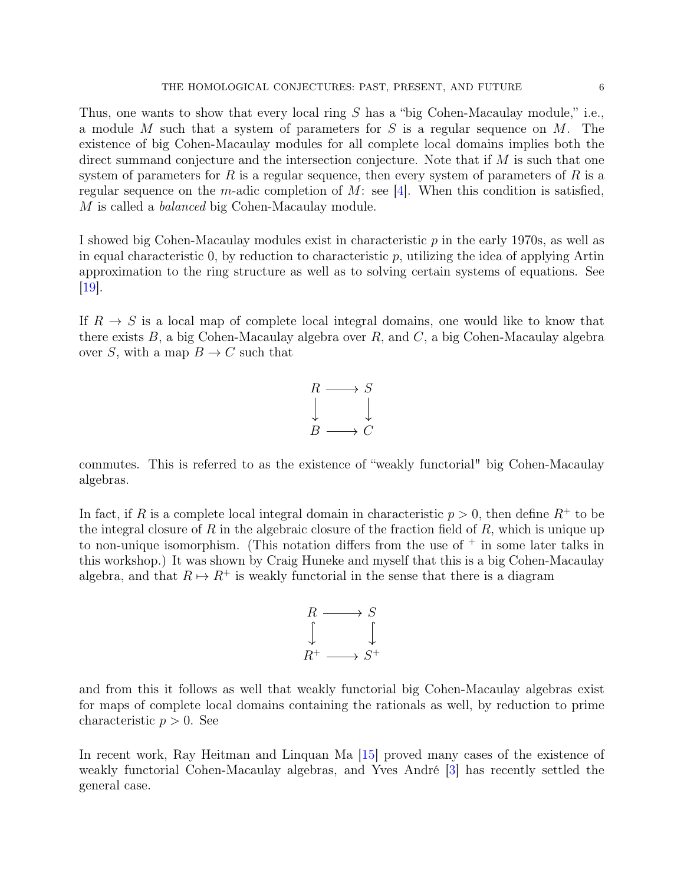Thus, one wants to show that every local ring $S$ has a "big Cohen-Macaulay module," i.e., a module $M$ such that a system of parameters for $S$ is a regular sequence on $M$. The existence of big Cohen-Macaulay modules for all complete local domains implies both the direct summand conjecture and the intersection conjecture. Note that if $M$ is such that one system of parameters for $R$ is a regular sequence, then every system of parameters of $R$ is a regular sequence on the $m$-adic completion of $M$: see [4]. When this condition is satisfied, $M$ is called a *balanced* big Cohen-Macaulay module.

I showed big Cohen-Macaulay modules exist in characteristic $p$ in the early 1970s, as well as in equal characteristic 0, by reduction to characteristic $p$, utilizing the idea of applying Artin approximation to the ring structure as well as to solving certain systems of equations. See [19].

If $R \to S$ is a local map of complete local integral domains, one would like to know that there exists $B$, a big Cohen-Macaulay algebra over $R$, and $C$, a big Cohen-Macaulay algebra over $S$, with a map $B \to C$ such that

$$\begin{array}{ccc} R & \longrightarrow & S \\ \downarrow & & \downarrow \\ B & \longrightarrow & C \end{array}$$

commutes. This is referred to as the existence of "weakly functorial" big Cohen-Macaulay algebras.

In fact, if $R$ is a complete local integral domain in characteristic $p > 0$, then define $R^+$ to be the integral closure of $R$ in the algebraic closure of the fraction field of $R$, which is unique up to non-unique isomorphism. (This notation differs from the use of $^+$ in some later talks in this workshop.) It was shown by Craig Huneke and myself that this is a big Cohen-Macaulay algebra, and that $R \mapsto R^+$ is weakly functorial in the sense that there is a diagram

$$\begin{array}{ccc} R & \longrightarrow & S \\ \downarrow & & \downarrow \\ R^+ & \longrightarrow & S^+ \end{array}$$

and from this it follows as well that weakly functorial big Cohen-Macaulay algebras exist for maps of complete local domains containing the rationals as well, by reduction to prime characteristic $p > 0$. See

In recent work, Ray Heitman and Linquan Ma [15] proved many cases of the existence of weakly functorial Cohen-Macaulay algebras, and Yves André [3] has recently settled the general case.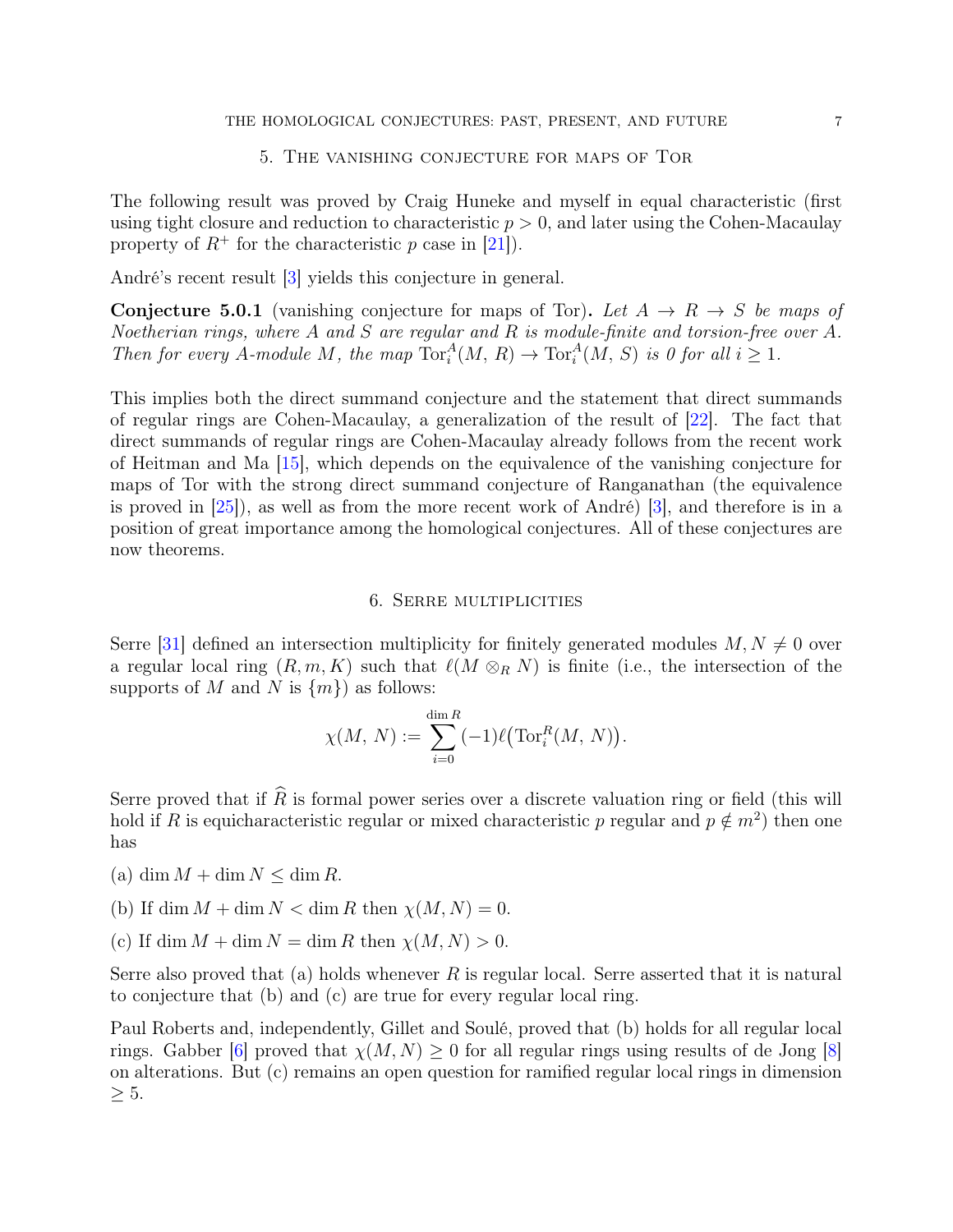## 5. The vanishing conjecture for maps of Tor

The following result was proved by Craig Huneke and myself in equal characteristic (first using tight closure and reduction to characteristic $p > 0$, and later using the Cohen-Macaulay property of $R^+$ for the characteristic $p$ case in [21]).

André's recent result [3] yields this conjecture in general.

**Conjecture 5.0.1** (vanishing conjecture for maps of Tor)**.** *Let $A \to R \to S$ be maps of Noetherian rings, where $A$ and $S$ are regular and $R$ is module-finite and torsion-free over $A$. Then for every $A$-module $M$, the map $\mathrm{Tor}_i^A(M,\, R) \to \mathrm{Tor}_i^A(M,\, S)$ is $0$ for all $i \geq 1$.*

This implies both the direct summand conjecture and the statement that direct summands of regular rings are Cohen-Macaulay, a generalization of the result of [22]. The fact that direct summands of regular rings are Cohen-Macaulay already follows from the recent work of Heitman and Ma [15], which depends on the equivalence of the vanishing conjecture for maps of Tor with the strong direct summand conjecture of Ranganathan (the equivalence is proved in [25]), as well as from the more recent work of André) [3], and therefore is in a position of great importance among the homological conjectures. All of these conjectures are now theorems.

## 6. Serre multiplicities

Serre [31] defined an intersection multiplicity for finitely generated modules $M, N \neq 0$ over a regular local ring $(R, m, K)$ such that $\ell(M \otimes_R N)$ is finite (i.e., the intersection of the supports of $M$ and $N$ is $\{m\}$) as follows:

$$\chi(M,\, N) := \sum_{i=0}^{\dim R} (-1)\ell\big(\mathrm{Tor}_i^R(M,\, N)\big).$$

Serre proved that if $\widehat{R}$ is formal power series over a discrete valuation ring or field (this will hold if $R$ is equicharacteristic regular or mixed characteristic $p$ regular and $p \notin m^2$) then one has

(a) $\dim M + \dim N \leq \dim R$.

(b) If $\dim M + \dim N < \dim R$ then $\chi(M, N) = 0$.

(c) If $\dim M + \dim N = \dim R$ then $\chi(M, N) > 0$.

Serre also proved that (a) holds whenever $R$ is regular local. Serre asserted that it is natural to conjecture that (b) and (c) are true for every regular local ring.

Paul Roberts and, independently, Gillet and Soulé, proved that (b) holds for all regular local rings. Gabber [6] proved that $\chi(M, N) \geq 0$ for all regular rings using results of de Jong [8] on alterations. But (c) remains an open question for ramified regular local rings in dimension $\geq 5$.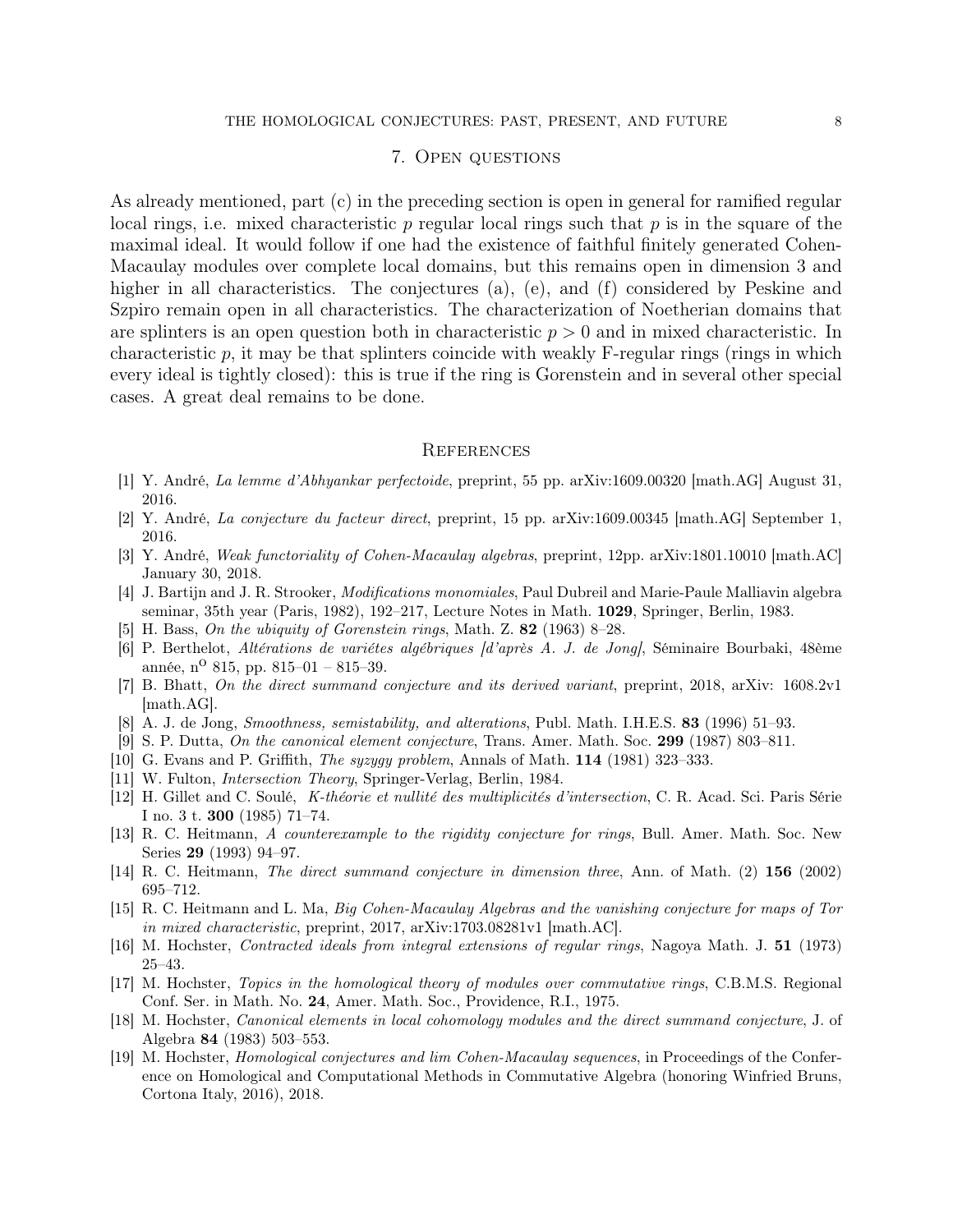## 7. Open questions

As already mentioned, part (c) in the preceding section is open in general for ramified regular local rings, i.e. mixed characteristic $p$ regular local rings such that $p$ is in the square of the maximal ideal. It would follow if one had the existence of faithful finitely generated Cohen-Macaulay modules over complete local domains, but this remains open in dimension 3 and higher in all characteristics. The conjectures (a), (e), and (f) considered by Peskine and Szpiro remain open in all characteristics. The characterization of Noetherian domains that are splinters is an open question both in characteristic $p > 0$ and in mixed characteristic. In characteristic $p$, it may be that splinters coincide with weakly F-regular rings (rings in which every ideal is tightly closed): this is true if the ring is Gorenstein and in several other special cases. A great deal remains to be done.

## References

[1] Y. André, *La lemme d'Abhyankar perfectoide*, preprint, 55 pp. arXiv:1609.00320 [math.AG] August 31, 2016.

[2] Y. André, *La conjecture du facteur direct*, preprint, 15 pp. arXiv:1609.00345 [math.AG] September 1, 2016.

[3] Y. André, *Weak functoriality of Cohen-Macaulay algebras*, preprint, 12pp. arXiv:1801.10010 [math.AC] January 30, 2018.

[4] J. Bartijn and J. R. Strooker, *Modifications monomiales*, Paul Dubreil and Marie-Paule Malliavin algebra seminar, 35th year (Paris, 1982), 192–217, Lecture Notes in Math. **1029**, Springer, Berlin, 1983.

[5] H. Bass, *On the ubiquity of Gorenstein rings*, Math. Z. **82** (1963) 8–28.

[6] P. Berthelot, *Altérations de variétes algébriques [d'après A. J. de Jong]*, Séminaire Bourbaki, 48ème année, n$^{\text{o}}$ 815, pp. 815–01 – 815–39.

[7] B. Bhatt, *On the direct summand conjecture and its derived variant*, preprint, 2018, arXiv: 1608.2v1 [math.AG].

[8] A. J. de Jong, *Smoothness, semistability, and alterations*, Publ. Math. I.H.E.S. **83** (1996) 51–93.

[9] S. P. Dutta, *On the canonical element conjecture*, Trans. Amer. Math. Soc. **299** (1987) 803–811.

[10] G. Evans and P. Griffith, *The syzygy problem*, Annals of Math. **114** (1981) 323–333.

[11] W. Fulton, *Intersection Theory*, Springer-Verlag, Berlin, 1984.

[12] H. Gillet and C. Soulé, *K-théorie et nullité des multiplicités d'intersection*, C. R. Acad. Sci. Paris Série I no. 3 t. **300** (1985) 71–74.

[13] R. C. Heitmann, *A counterexample to the rigidity conjecture for rings*, Bull. Amer. Math. Soc. New Series **29** (1993) 94–97.

[14] R. C. Heitmann, *The direct summand conjecture in dimension three*, Ann. of Math. (2) **156** (2002) 695–712.

[15] R. C. Heitmann and L. Ma, *Big Cohen-Macaulay Algebras and the vanishing conjecture for maps of Tor in mixed characteristic*, preprint, 2017, arXiv:1703.08281v1 [math.AC].

[16] M. Hochster, *Contracted ideals from integral extensions of regular rings*, Nagoya Math. J. **51** (1973) 25–43.

[17] M. Hochster, *Topics in the homological theory of modules over commutative rings*, C.B.M.S. Regional Conf. Ser. in Math. No. **24**, Amer. Math. Soc., Providence, R.I., 1975.

[18] M. Hochster, *Canonical elements in local cohomology modules and the direct summand conjecture*, J. of Algebra **84** (1983) 503–553.

[19] M. Hochster, *Homological conjectures and lim Cohen-Macaulay sequences*, in Proceedings of the Conference on Homological and Computational Methods in Commutative Algebra (honoring Winfried Bruns, Cortona Italy, 2016), 2018.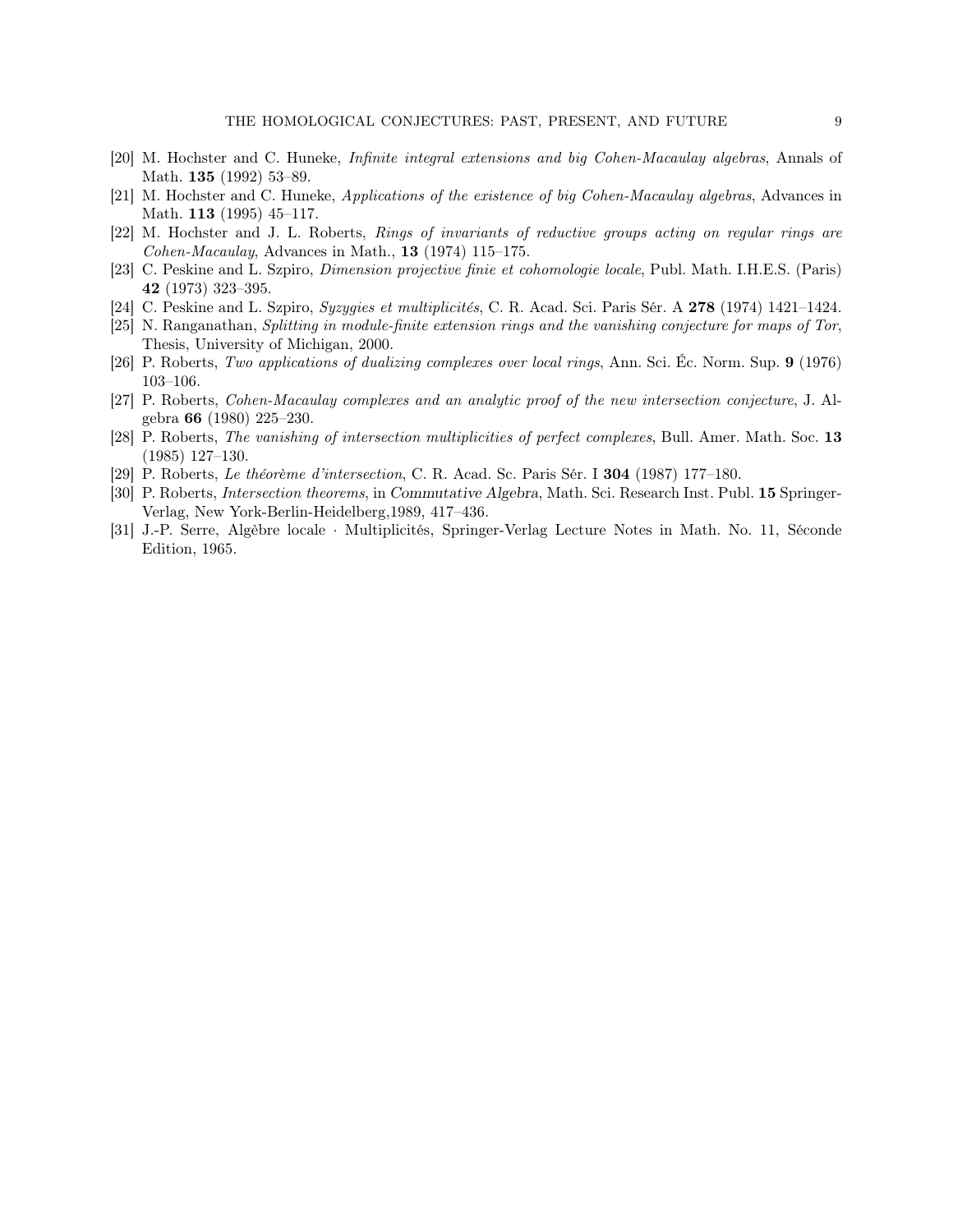[20] M. Hochster and C. Huneke, *Infinite integral extensions and big Cohen-Macaulay algebras*, Annals of Math. **135** (1992) 53–89.

[21] M. Hochster and C. Huneke, *Applications of the existence of big Cohen-Macaulay algebras*, Advances in Math. **113** (1995) 45–117.

[22] M. Hochster and J. L. Roberts, *Rings of invariants of reductive groups acting on regular rings are Cohen-Macaulay*, Advances in Math., **13** (1974) 115–175.

[23] C. Peskine and L. Szpiro, *Dimension projective finie et cohomologie locale*, Publ. Math. I.H.E.S. (Paris) **42** (1973) 323–395.

[24] C. Peskine and L. Szpiro, *Syzygies et multiplicités*, C. R. Acad. Sci. Paris Sér. A **278** (1974) 1421–1424.

[25] N. Ranganathan, *Splitting in module-finite extension rings and the vanishing conjecture for maps of Tor*, Thesis, University of Michigan, 2000.

[26] P. Roberts, *Two applications of dualizing complexes over local rings*, Ann. Sci. Éc. Norm. Sup. **9** (1976) 103–106.

[27] P. Roberts, *Cohen-Macaulay complexes and an analytic proof of the new intersection conjecture*, J. Algebra **66** (1980) 225–230.

[28] P. Roberts, *The vanishing of intersection multiplicities of perfect complexes*, Bull. Amer. Math. Soc. **13** (1985) 127–130.

[29] P. Roberts, *Le théorème d'intersection*, C. R. Acad. Sc. Paris Sér. I **304** (1987) 177–180.

[30] P. Roberts, *Intersection theorems*, in Commutative Algebra, Math. Sci. Research Inst. Publ. **15** Springer-Verlag, New York-Berlin-Heidelberg,1989, 417–436.

[31] J.-P. Serre, Algèbre locale · Multiplicités, Springer-Verlag Lecture Notes in Math. No. 11, Séconde Edition, 1965.